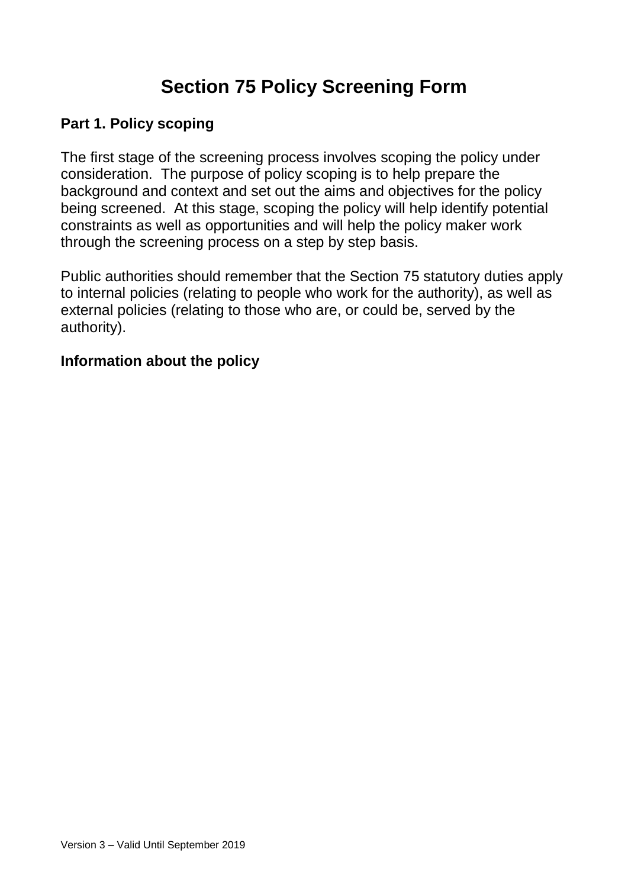# Section 75 Policy Screening Form

## Part 1. Policy scoping

The first stage of the screening process involves scoping the policy under consideration. The purpose of policy scoping is to help prepare the background and context and set out the aims and objectives for the policy being screened. At this stage, scoping the policy will help identify potential constraints as well as opportunities and will help the policy maker work through the screening process on a step by step basis.

Public authorities should remember that the Section 75 statutory duties apply to internal policies (relating to people who work for the authority), as well as external policies (relating to those who are, or could be, served by the authority).

### Information about the policy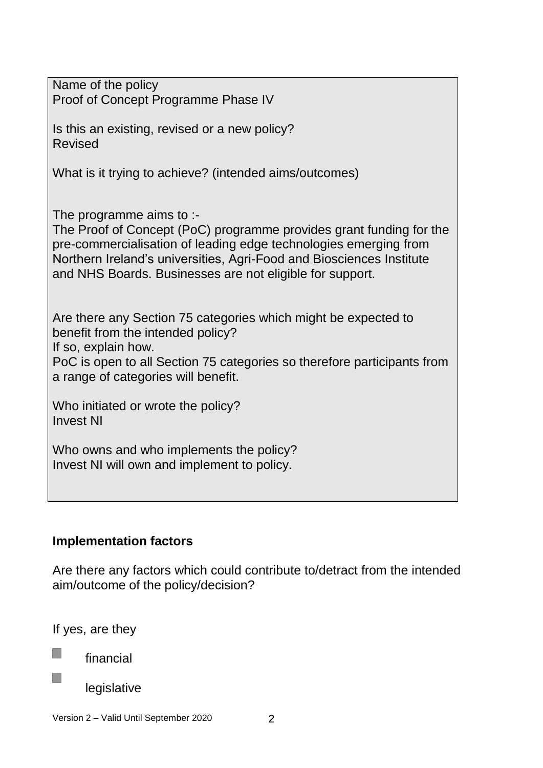Name of the policy
Proof of Concept Programme Phase IV

Is this an existing, revised or a new policy?
Revised

What is it trying to achieve? (intended aims/outcomes)

The programme aims to :-
The Proof of Concept (PoC) programme provides grant funding for the pre-commercialisation of leading edge technologies emerging from Northern Ireland's universities, Agri-Food and Biosciences Institute and NHS Boards. Businesses are not eligible for support.

Are there any Section 75 categories which might be expected to benefit from the intended policy?
If so, explain how.
PoC is open to all Section 75 categories so therefore participants from a range of categories will benefit.

Who initiated or wrote the policy?
Invest NI

Who owns and who implements the policy?
Invest NI will own and implement to policy.

## Implementation factors

Are there any factors which could contribute to/detract from the intended aim/outcome of the policy/decision?

If yes, are they

- financial
- legislative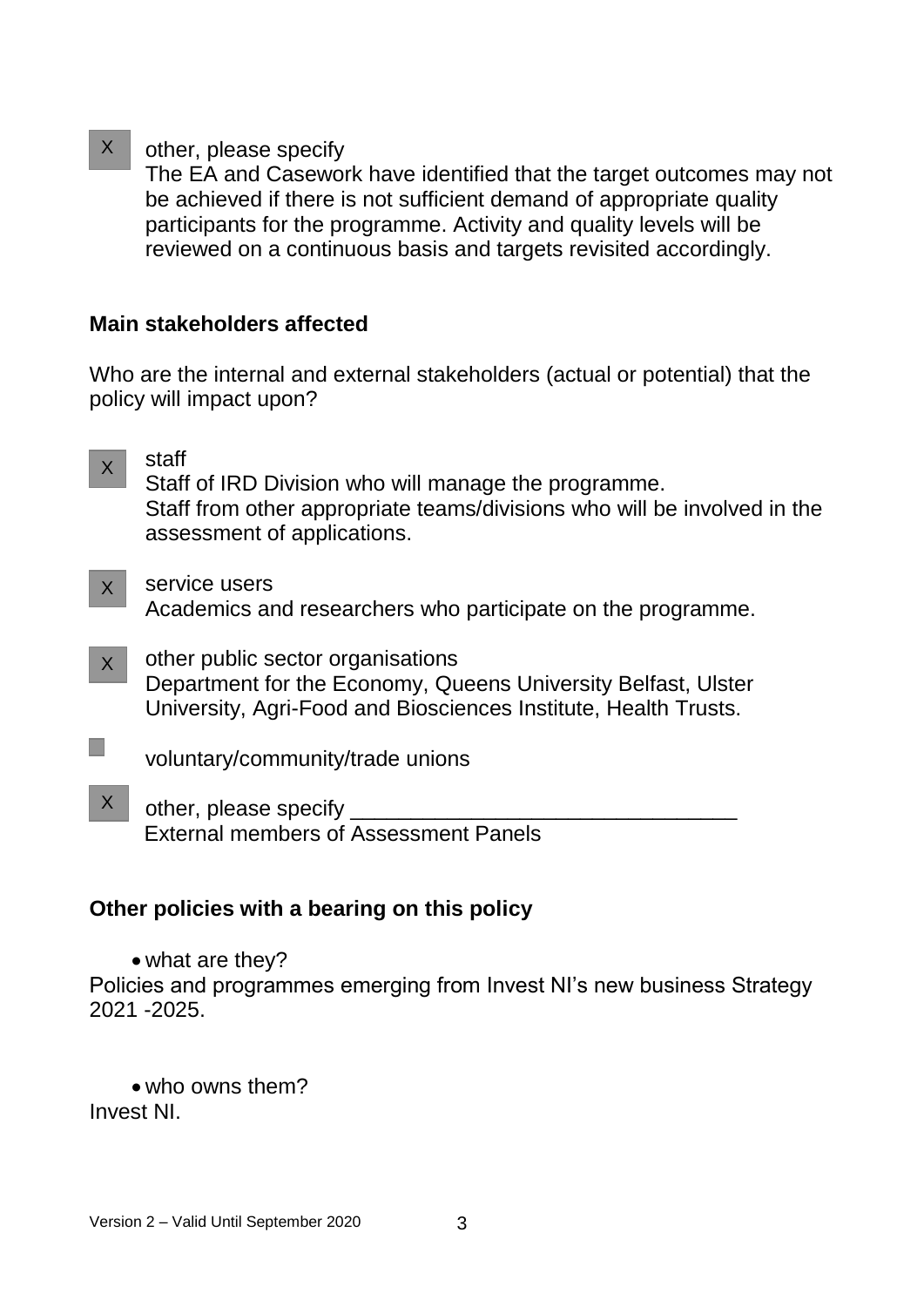X other, please specify
The EA and Casework have identified that the target outcomes may not be achieved if there is not sufficient demand of appropriate quality participants for the programme. Activity and quality levels will be reviewed on a continuous basis and targets revisited accordingly.

**Main stakeholders affected**

Who are the internal and external stakeholders (actual or potential) that the policy will impact upon?

X staff
Staff of IRD Division who will manage the programme.
Staff from other appropriate teams/divisions who will be involved in the assessment of applications.

X service users
Academics and researchers who participate on the programme.

X other public sector organisations
Department for the Economy, Queens University Belfast, Ulster University, Agri-Food and Biosciences Institute, Health Trusts.

☐ voluntary/community/trade unions

X other, please specify ________________________________
External members of Assessment Panels

**Other policies with a bearing on this policy**

- what are they?

Policies and programmes emerging from Invest NI's new business Strategy 2021 -2025.

- who owns them?

Invest NI.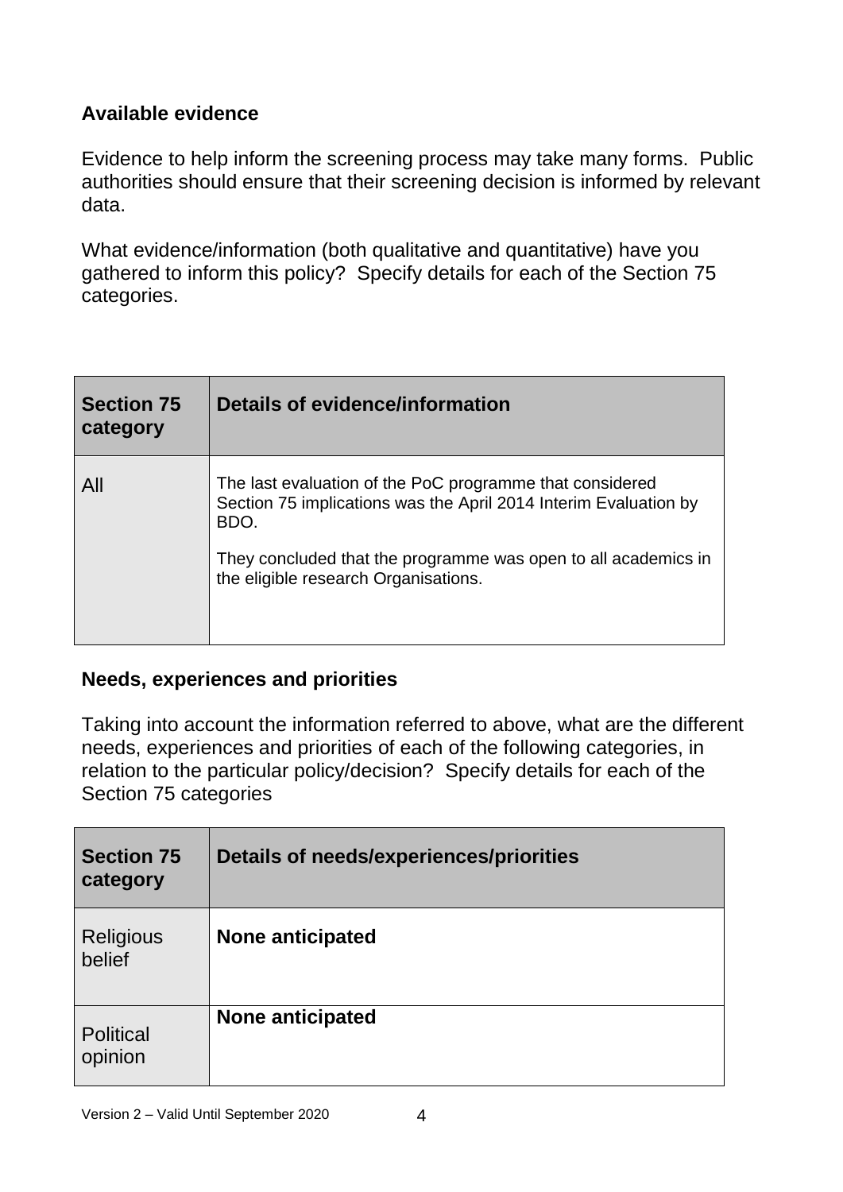**Available evidence**

Evidence to help inform the screening process may take many forms. Public authorities should ensure that their screening decision is informed by relevant data.

What evidence/information (both qualitative and quantitative) have you gathered to inform this policy? Specify details for each of the Section 75 categories.

| Section 75 category | Details of evidence/information |
|---|---|
| All | The last evaluation of the PoC programme that considered Section 75 implications was the April 2014 Interim Evaluation by BDO.<br><br>They concluded that the programme was open to all academics in the eligible research Organisations. |

**Needs, experiences and priorities**

Taking into account the information referred to above, what are the different needs, experiences and priorities of each of the following categories, in relation to the particular policy/decision? Specify details for each of the Section 75 categories

| Section 75 category | Details of needs/experiences/priorities |
|---|---|
| Religious belief | **None anticipated** |
| Political opinion | **None anticipated** |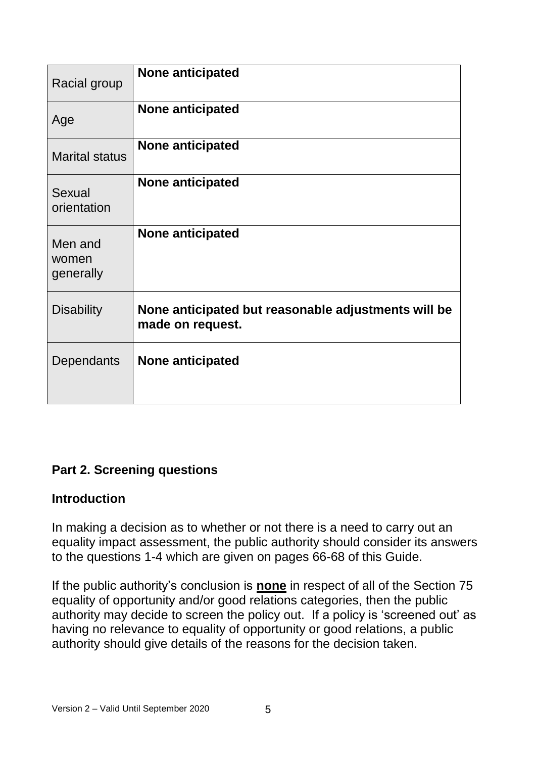| | |
|---|---|
| Racial group | **None anticipated** |
| Age | **None anticipated** |
| Marital status | **None anticipated** |
| Sexual orientation | **None anticipated** |
| Men and women generally | **None anticipated** |
| Disability | **None anticipated but reasonable adjustments will be made on request.** |
| Dependants | **None anticipated** |

## Part 2. Screening questions

### Introduction

In making a decision as to whether or not there is a need to carry out an equality impact assessment, the public authority should consider its answers to the questions 1-4 which are given on pages 66-68 of this Guide.

If the public authority's conclusion is **none** in respect of all of the Section 75 equality of opportunity and/or good relations categories, then the public authority may decide to screen the policy out. If a policy is 'screened out' as having no relevance to equality of opportunity or good relations, a public authority should give details of the reasons for the decision taken.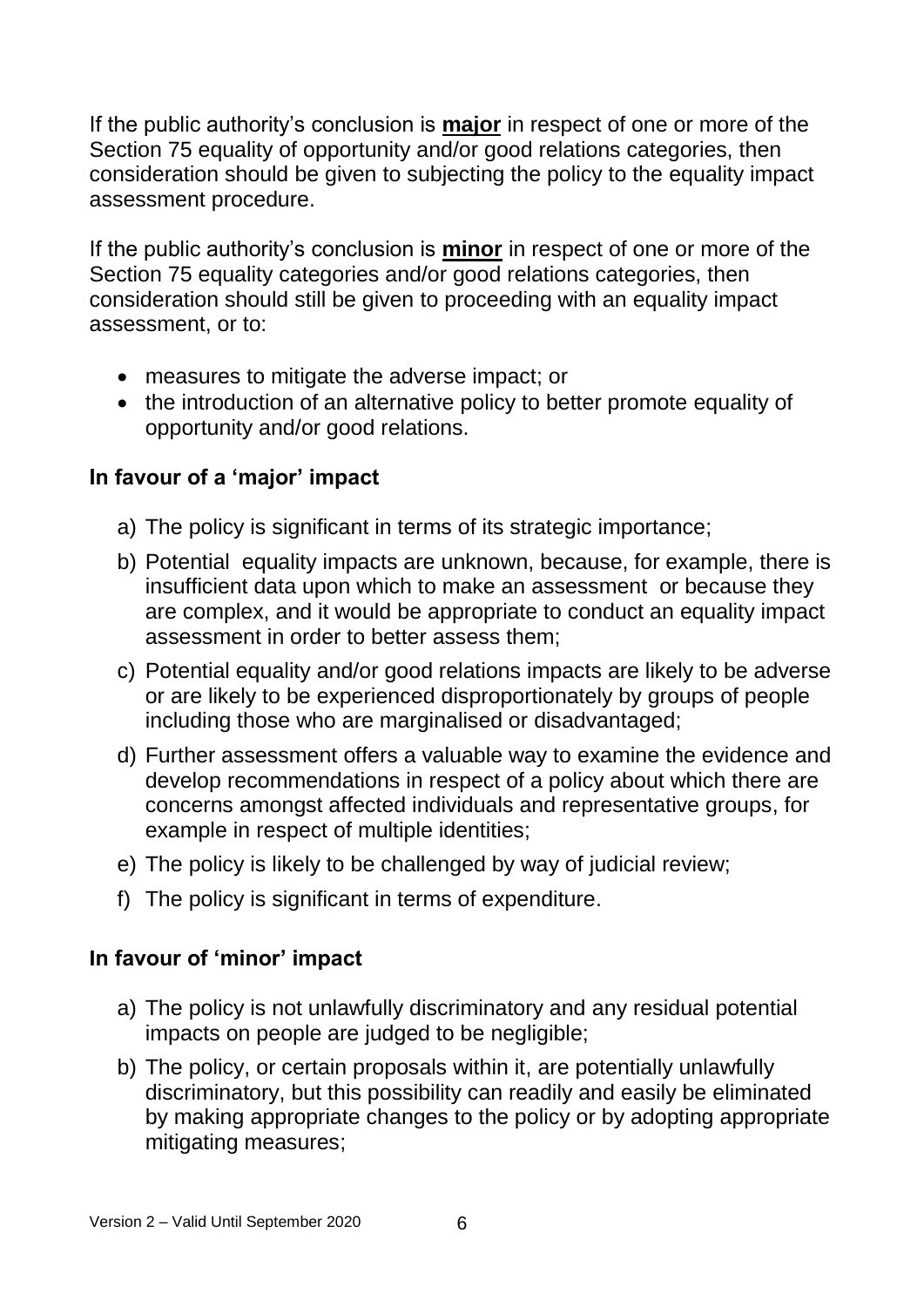If the public authority's conclusion is **major** in respect of one or more of the Section 75 equality of opportunity and/or good relations categories, then consideration should be given to subjecting the policy to the equality impact assessment procedure.

If the public authority's conclusion is **minor** in respect of one or more of the Section 75 equality categories and/or good relations categories, then consideration should still be given to proceeding with an equality impact assessment, or to:

- measures to mitigate the adverse impact; or
- the introduction of an alternative policy to better promote equality of opportunity and/or good relations.

### In favour of a 'major' impact

a) The policy is significant in terms of its strategic importance;

b) Potential equality impacts are unknown, because, for example, there is insufficient data upon which to make an assessment or because they are complex, and it would be appropriate to conduct an equality impact assessment in order to better assess them;

c) Potential equality and/or good relations impacts are likely to be adverse or are likely to be experienced disproportionately by groups of people including those who are marginalised or disadvantaged;

d) Further assessment offers a valuable way to examine the evidence and develop recommendations in respect of a policy about which there are concerns amongst affected individuals and representative groups, for example in respect of multiple identities;

e) The policy is likely to be challenged by way of judicial review;

f) The policy is significant in terms of expenditure.

### In favour of 'minor' impact

a) The policy is not unlawfully discriminatory and any residual potential impacts on people are judged to be negligible;

b) The policy, or certain proposals within it, are potentially unlawfully discriminatory, but this possibility can readily and easily be eliminated by making appropriate changes to the policy or by adopting appropriate mitigating measures;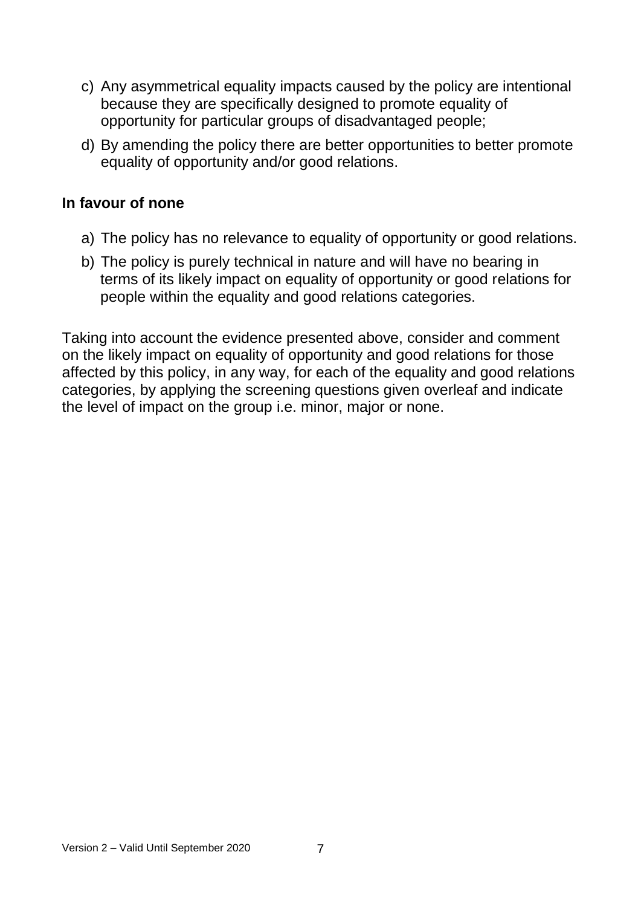c) Any asymmetrical equality impacts caused by the policy are intentional because they are specifically designed to promote equality of opportunity for particular groups of disadvantaged people;

d) By amending the policy there are better opportunities to better promote equality of opportunity and/or good relations.

**In favour of none**

a) The policy has no relevance to equality of opportunity or good relations.

b) The policy is purely technical in nature and will have no bearing in terms of its likely impact on equality of opportunity or good relations for people within the equality and good relations categories.

Taking into account the evidence presented above, consider and comment on the likely impact on equality of opportunity and good relations for those affected by this policy, in any way, for each of the equality and good relations categories, by applying the screening questions given overleaf and indicate the level of impact on the group i.e. minor, major or none.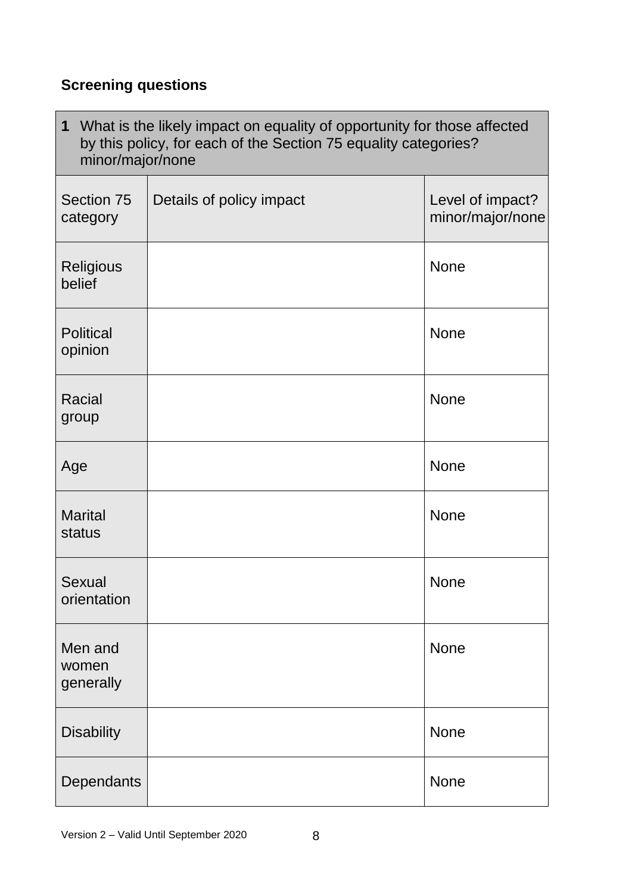**Screening questions**

| **1** What is the likely impact on equality of opportunity for those affected by this policy, for each of the Section 75 equality categories? minor/major/none | | |
|---|---|---|
| Section 75 category | Details of policy impact | Level of impact? minor/major/none |
| Religious belief | | None |
| Political opinion | | None |
| Racial group | | None |
| Age | | None |
| Marital status | | None |
| Sexual orientation | | None |
| Men and women generally | | None |
| Disability | | None |
| Dependants | | None |

Version 2 – Valid Until September 2020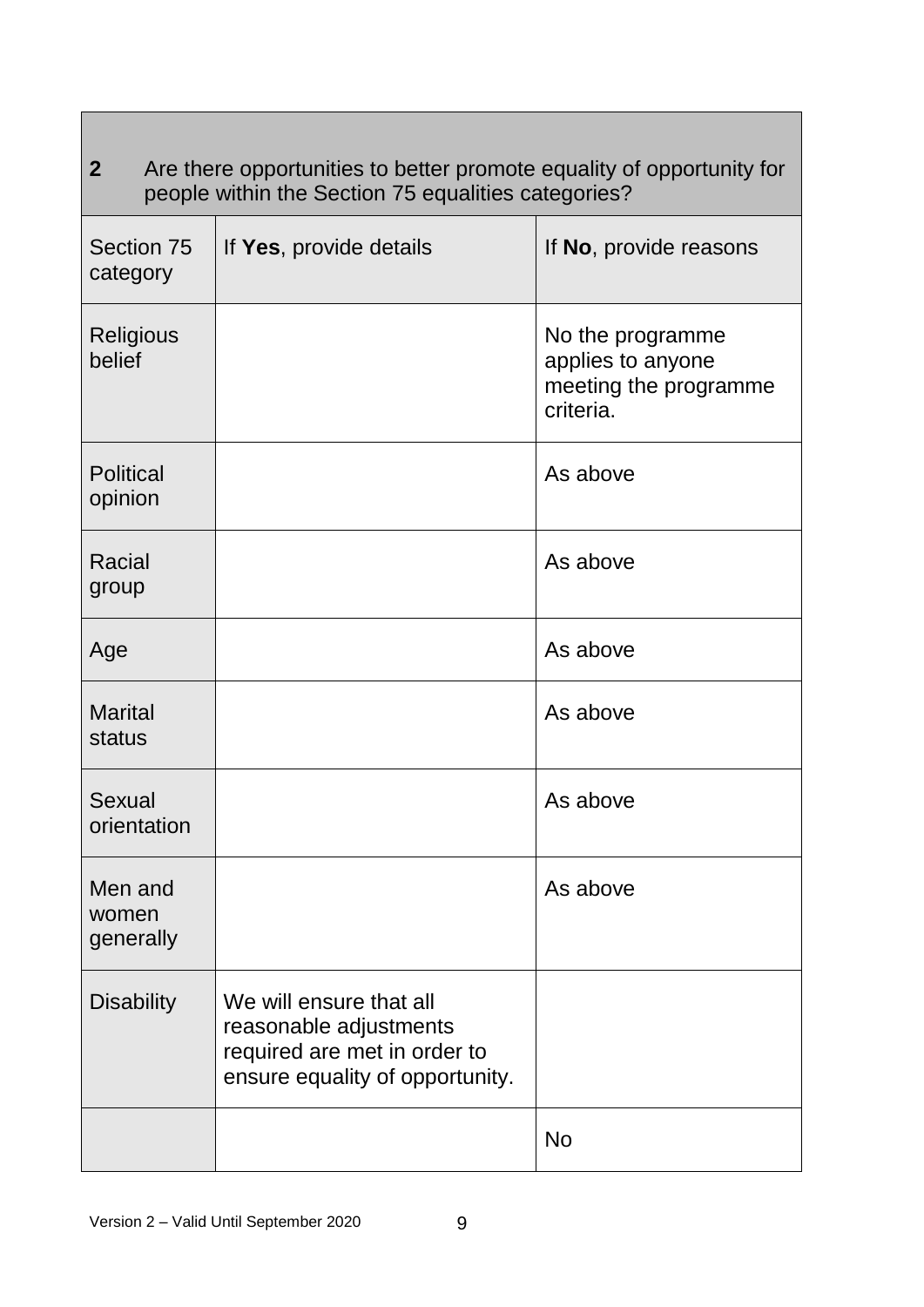| **2** Are there opportunities to better promote equality of opportunity for people within the Section 75 equalities categories? | | |
|---|---|---|
| Section 75 category | If **Yes**, provide details | If **No**, provide reasons |
| Religious belief | | No the programme applies to anyone meeting the programme criteria. |
| Political opinion | | As above |
| Racial group | | As above |
| Age | | As above |
| Marital status | | As above |
| Sexual orientation | | As above |
| Men and women generally | | As above |
| Disability | We will ensure that all reasonable adjustments required are met in order to ensure equality of opportunity. | |
| | | No |

Version 2 – Valid Until September 2020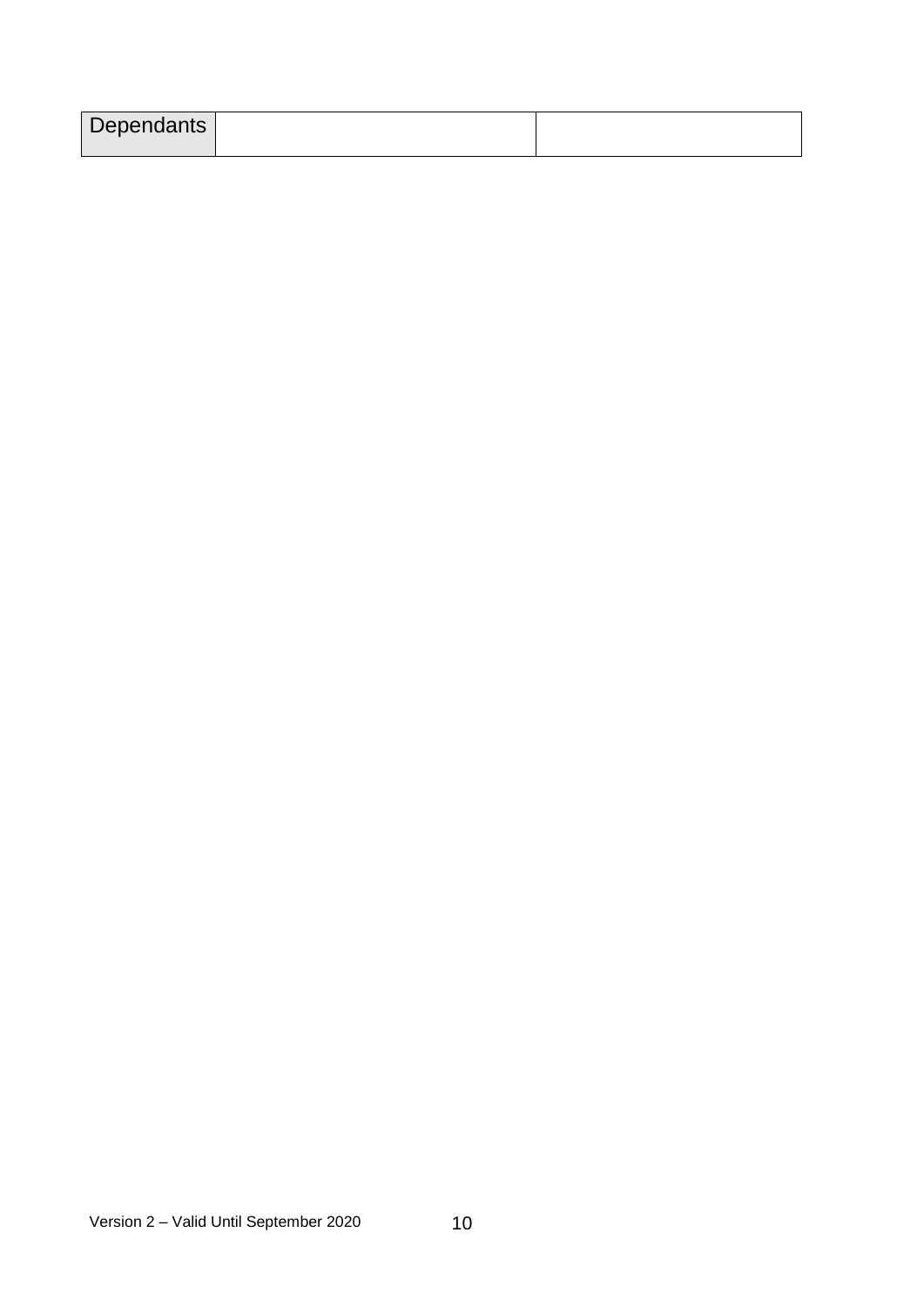| Dependants | | |
|---|---|---|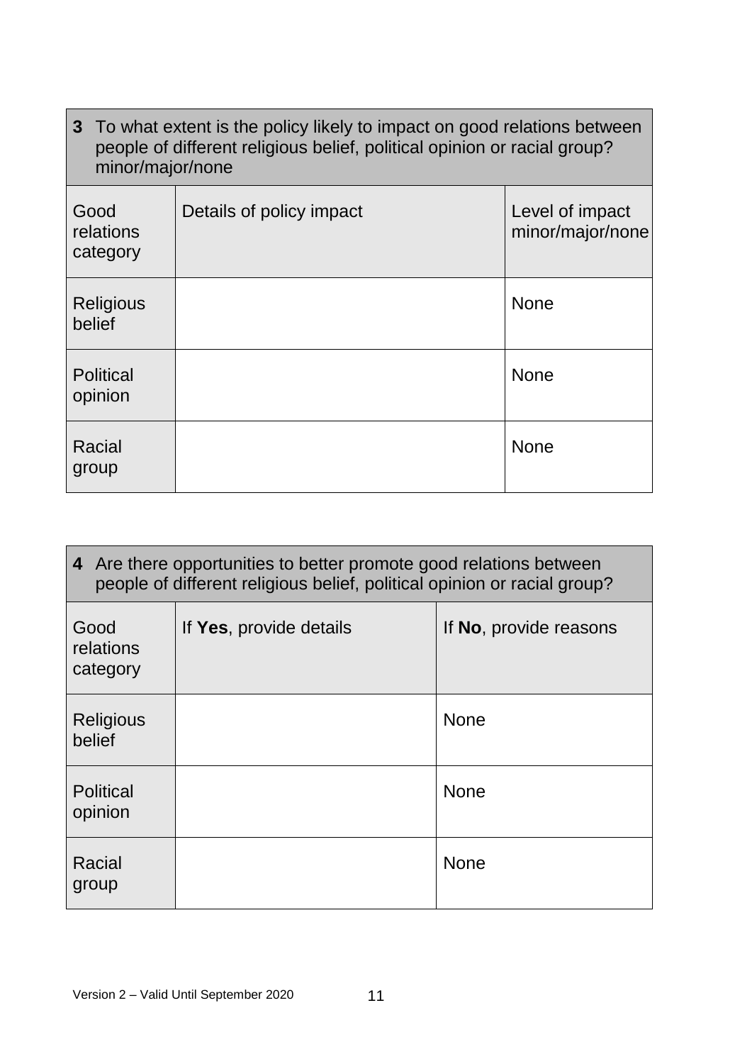| **3** To what extent is the policy likely to impact on good relations between people of different religious belief, political opinion or racial group? minor/major/none | | |
|---|---|---|
| Good relations category | Details of policy impact | Level of impact minor/major/none |
| Religious belief | | None |
| Political opinion | | None |
| Racial group | | None |

| **4** Are there opportunities to better promote good relations between people of different religious belief, political opinion or racial group? | | |
|---|---|---|
| Good relations category | If **Yes**, provide details | If **No**, provide reasons |
| Religious belief | | None |
| Political opinion | | None |
| Racial group | | None |

Version 2 – Valid Until September 2020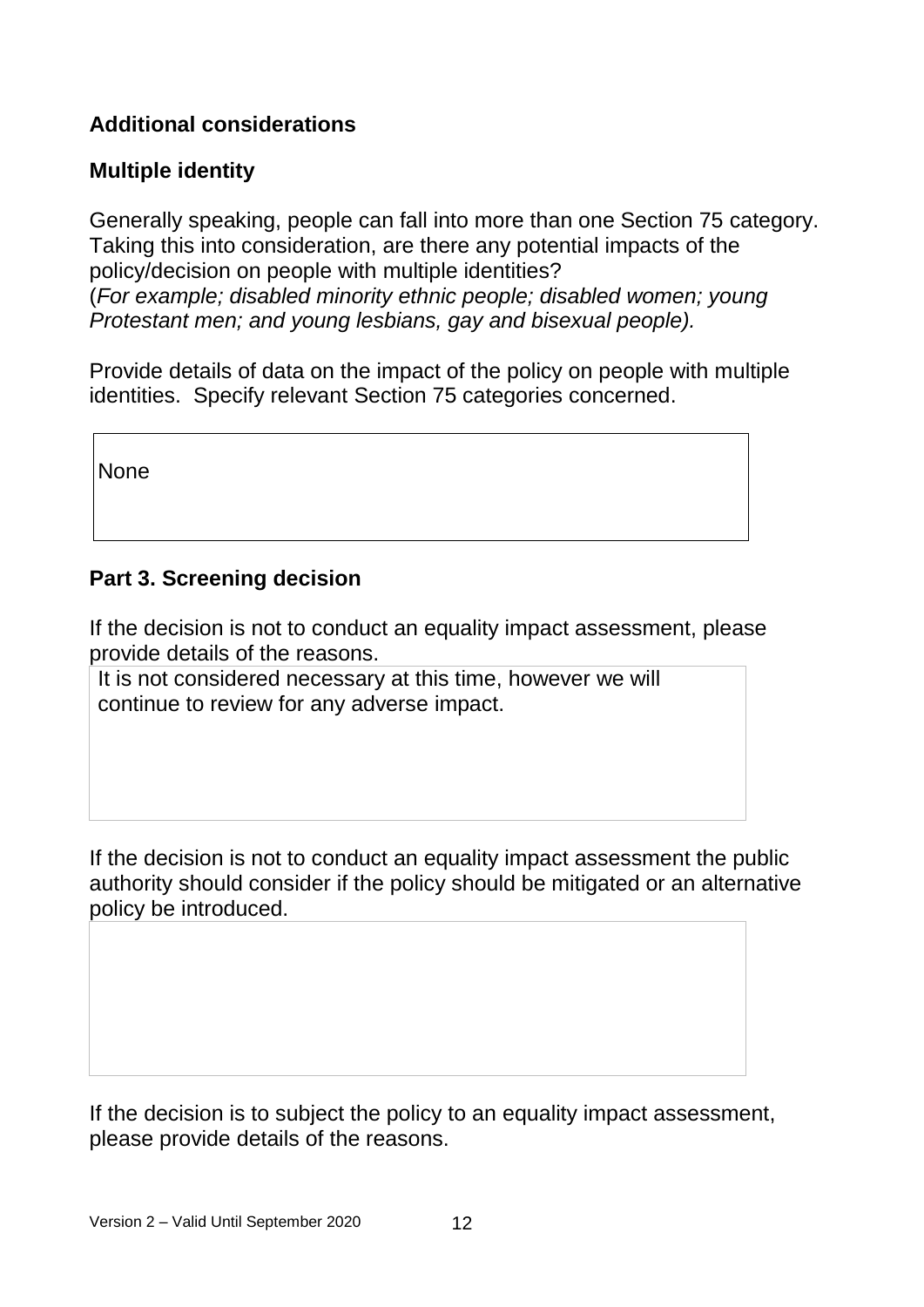**Additional considerations**

**Multiple identity**

Generally speaking, people can fall into more than one Section 75 category. Taking this into consideration, are there any potential impacts of the policy/decision on people with multiple identities?
(*For example; disabled minority ethnic people; disabled women; young Protestant men; and young lesbians, gay and bisexual people).*

Provide details of data on the impact of the policy on people with multiple identities. Specify relevant Section 75 categories concerned.

| None |
|---|

**Part 3. Screening decision**

If the decision is not to conduct an equality impact assessment, please provide details of the reasons.

| It is not considered necessary at this time, however we will continue to review for any adverse impact. |
|---|

If the decision is not to conduct an equality impact assessment the public authority should consider if the policy should be mitigated or an alternative policy be introduced.

| |
|---|

If the decision is to subject the policy to an equality impact assessment, please provide details of the reasons.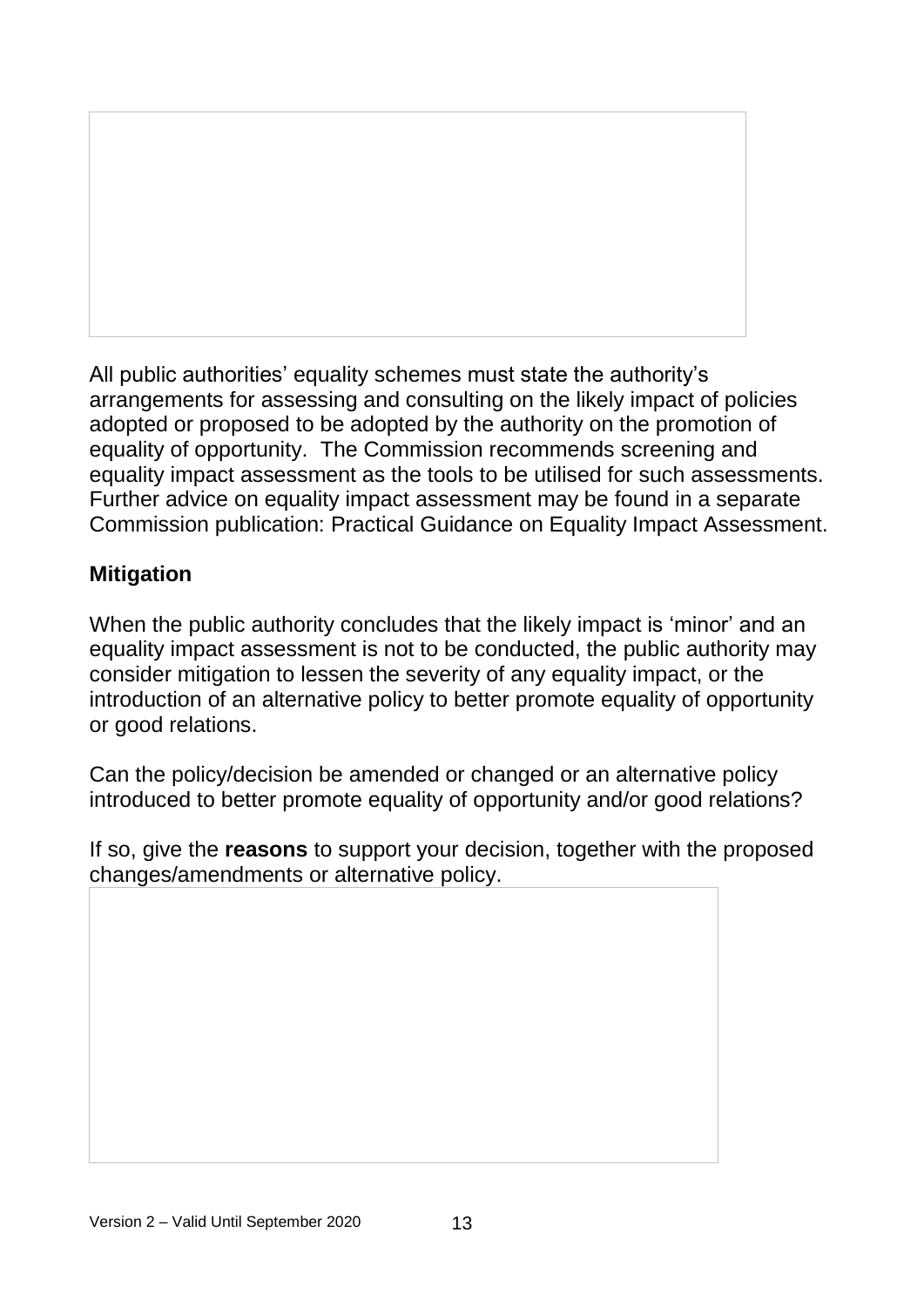All public authorities' equality schemes must state the authority's arrangements for assessing and consulting on the likely impact of policies adopted or proposed to be adopted by the authority on the promotion of equality of opportunity. The Commission recommends screening and equality impact assessment as the tools to be utilised for such assessments. Further advice on equality impact assessment may be found in a separate Commission publication: Practical Guidance on Equality Impact Assessment.

## Mitigation

When the public authority concludes that the likely impact is 'minor' and an equality impact assessment is not to be conducted, the public authority may consider mitigation to lessen the severity of any equality impact, or the introduction of an alternative policy to better promote equality of opportunity or good relations.

Can the policy/decision be amended or changed or an alternative policy introduced to better promote equality of opportunity and/or good relations?

If so, give the **reasons** to support your decision, together with the proposed changes/amendments or alternative policy.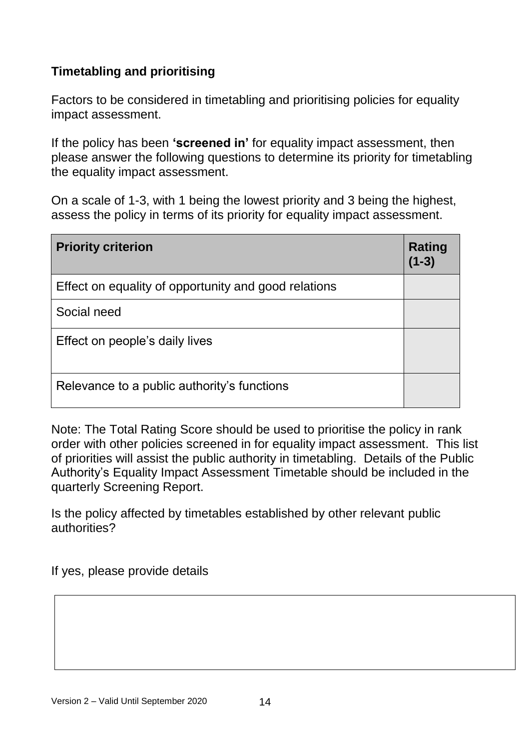## Timetabling and prioritising

Factors to be considered in timetabling and prioritising policies for equality impact assessment.

If the policy has been **'screened in'** for equality impact assessment, then please answer the following questions to determine its priority for timetabling the equality impact assessment.

On a scale of 1-3, with 1 being the lowest priority and 3 being the highest, assess the policy in terms of its priority for equality impact assessment.

| Priority criterion | Rating (1-3) |
| --- | --- |
| Effect on equality of opportunity and good relations | |
| Social need | |
| Effect on people's daily lives | |
| Relevance to a public authority's functions | |

Note: The Total Rating Score should be used to prioritise the policy in rank order with other policies screened in for equality impact assessment. This list of priorities will assist the public authority in timetabling. Details of the Public Authority's Equality Impact Assessment Timetable should be included in the quarterly Screening Report.

Is the policy affected by timetables established by other relevant public authorities?

If yes, please provide details

| |
| --- |
| |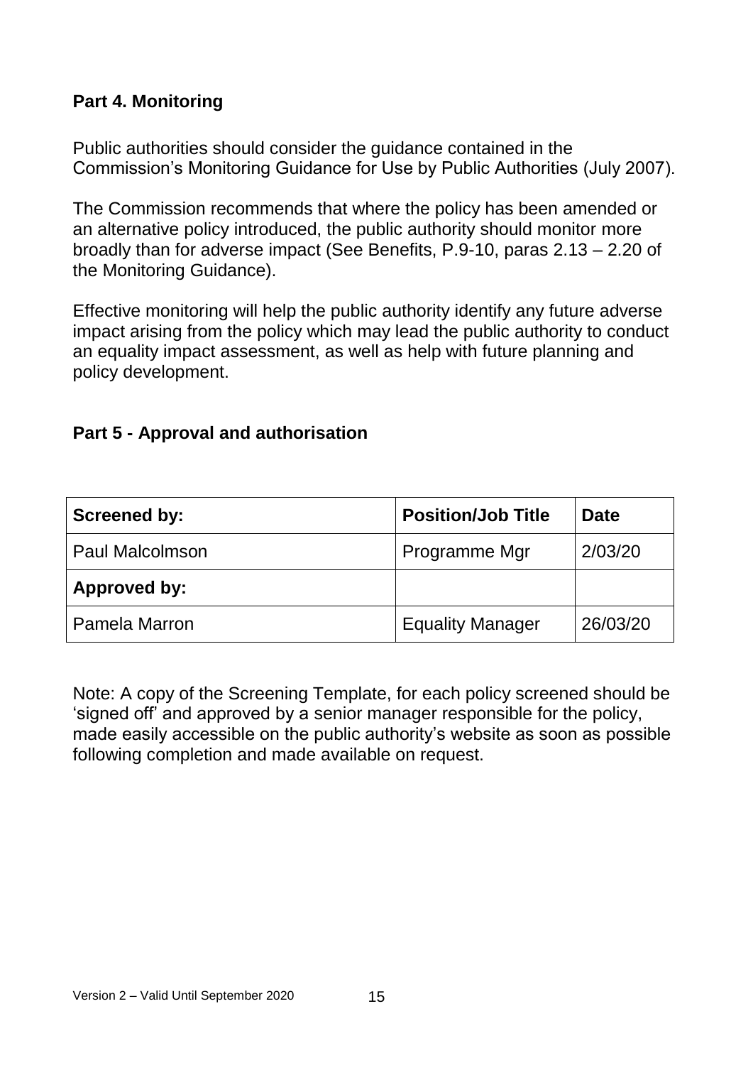## Part 4. Monitoring

Public authorities should consider the guidance contained in the Commission's Monitoring Guidance for Use by Public Authorities (July 2007).

The Commission recommends that where the policy has been amended or an alternative policy introduced, the public authority should monitor more broadly than for adverse impact (See Benefits, P.9-10, paras 2.13 – 2.20 of the Monitoring Guidance).

Effective monitoring will help the public authority identify any future adverse impact arising from the policy which may lead the public authority to conduct an equality impact assessment, as well as help with future planning and policy development.

## Part 5 - Approval and authorisation

| **Screened by:** | **Position/Job Title** | **Date** |
|---|---|---|
| Paul Malcolmson | Programme Mgr | 2/03/20 |
| **Approved by:** | | |
| Pamela Marron | Equality Manager | 26/03/20 |

Note: A copy of the Screening Template, for each policy screened should be 'signed off' and approved by a senior manager responsible for the policy, made easily accessible on the public authority's website as soon as possible following completion and made available on request.